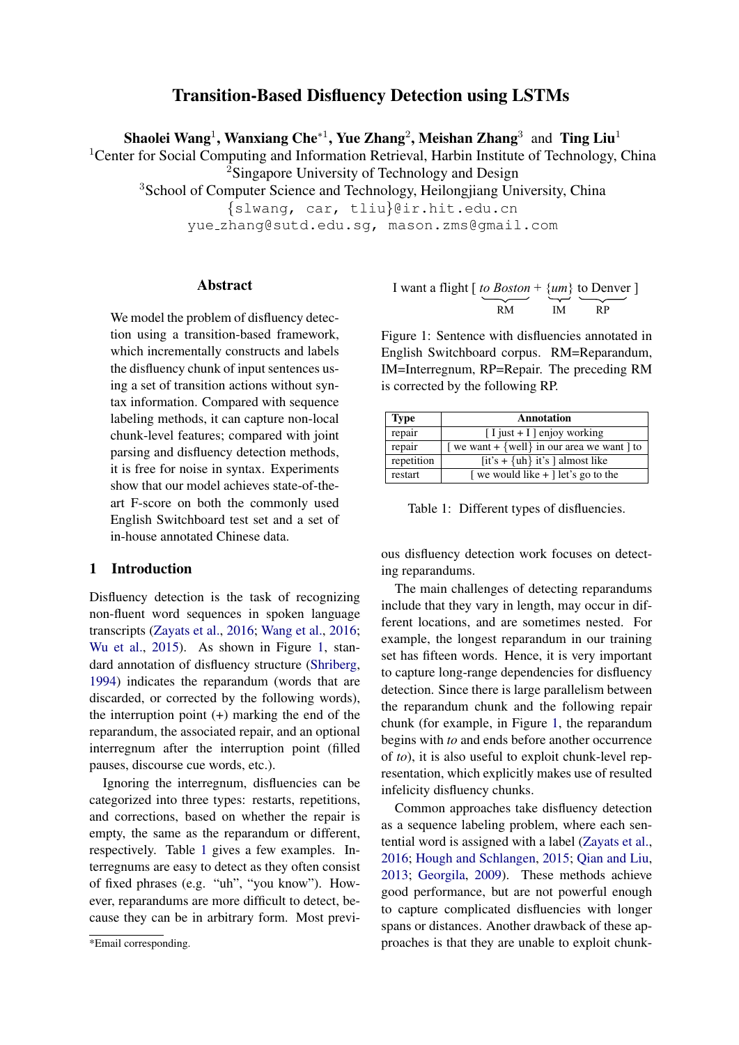# Transition-Based Disfluency Detection using LSTMs

**Shaolei Wang**[1], **Wanxiang Che**[*1], **Yue Zhang**[2], **Meishan Zhang**[3] and **Ting Liu**[1]

[1]Center for Social Computing and Information Retrieval, Harbin Institute of Technology, China
[2]Singapore University of Technology and Design
[3]School of Computer Science and Technology, Heilongjiang University, China

{slwang, car, tliu}@ir.hit.edu.cn
yue_zhang@sutd.edu.sg, mason.zms@gmail.com

## Abstract

We model the problem of disfluency detection using a transition-based framework, which incrementally constructs and labels the disfluency chunk of input sentences using a set of transition actions without syntax information. Compared with sequence labeling methods, it can capture non-local chunk-level features; compared with joint parsing and disfluency detection methods, it is free for noise in syntax. Experiments show that our model achieves state-of-the-art F-score on both the commonly used English Switchboard test set and a set of in-house annotated Chinese data.

## 1 Introduction

Disfluency detection is the task of recognizing non-fluent word sequences in spoken language transcripts (Zayats et al., 2016; Wang et al., 2016; Wu et al., 2015). As shown in Figure 1, standard annotation of disfluency structure (Shriberg, 1994) indicates the reparandum (words that are discarded, or corrected by the following words), the interruption point (+) marking the end of the reparandum, the associated repair, and an optional interregnum after the interruption point (filled pauses, discourse cue words, etc.).

Ignoring the interregnum, disfluencies can be categorized into three types: restarts, repetitions, and corrections, based on whether the repair is empty, the same as the reparandum or different, respectively. Table 1 gives a few examples. Interregnums are easy to detect as they often consist of fixed phrases (e.g. "uh", "you know"). However, reparandums are more difficult to detect, because they can be in arbitrary form. Most previous disfluency detection work focuses on detecting reparandums.

I want a flight [ *to Boston* + {*um*} to Denver ]
(RM = *to Boston*, IM = {*um*}, RP = to Denver)

Figure 1: Sentence with disfluencies annotated in English Switchboard corpus. RM=Reparandum, IM=Interregnum, RP=Repair. The preceding RM is corrected by the following RP.

| Type | Annotation |
|---|---|
| repair | [ I just + I ] enjoy working |
| repair | [ we want + {well} in our area we want ] to |
| repetition | [it's + {uh} it's ] almost like |
| restart | [ we would like + ] let's go to the |

Table 1: Different types of disfluencies.

The main challenges of detecting reparandums include that they vary in length, may occur in different locations, and are sometimes nested. For example, the longest reparandum in our training set has fifteen words. Hence, it is very important to capture long-range dependencies for disfluency detection. Since there is large parallelism between the reparandum chunk and the following repair chunk (for example, in Figure 1, the reparandum begins with *to* and ends before another occurrence of *to*), it is also useful to exploit chunk-level representation, which explicitly makes use of resulted infelicity disfluency chunks.

Common approaches take disfluency detection as a sequence labeling problem, where each sentential word is assigned with a label (Zayats et al., 2016; Hough and Schlangen, 2015; Qian and Liu, 2013; Georgila, 2009). These methods achieve good performance, but are not powerful enough to capture complicated disfluencies with longer spans or distances. Another drawback of these approaches is that they are unable to exploit chunk-

*Email corresponding.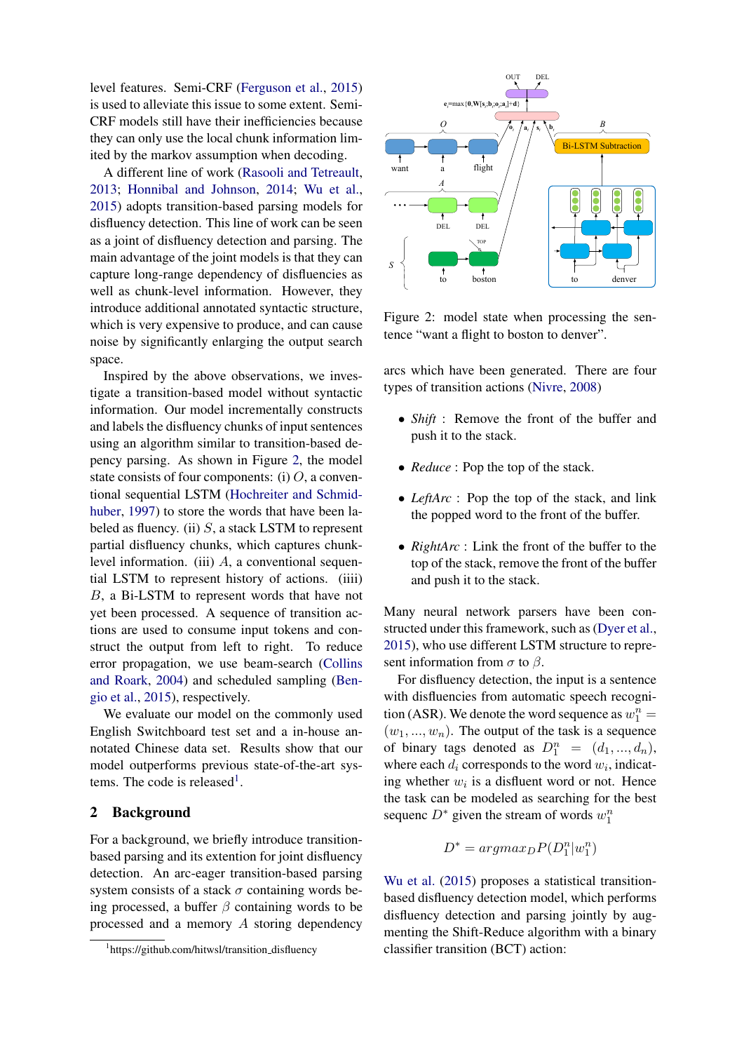level features. Semi-CRF (Ferguson et al., 2015) is used to alleviate this issue to some extent. Semi-CRF models still have their inefficiencies because they can only use the local chunk information limited by the markov assumption when decoding.

A different line of work (Rasooli and Tetreault, 2013; Honnibal and Johnson, 2014; Wu et al., 2015) adopts transition-based parsing models for disfluency detection. This line of work can be seen as a joint of disfluency detection and parsing. The main advantage of the joint models is that they can capture long-range dependency of disfluencies as well as chunk-level information. However, they introduce additional annotated syntactic structure, which is very expensive to produce, and can cause noise by significantly enlarging the output search space.

Inspired by the above observations, we investigate a transition-based model without syntactic information. Our model incrementally constructs and labels the disfluency chunks of input sentences using an algorithm similar to transition-based depency parsing. As shown in Figure 2, the model state consists of four components: (i) $O$, a conventional sequential LSTM (Hochreiter and Schmidhuber, 1997) to store the words that have been labeled as fluency. (ii) $S$, a stack LSTM to represent partial disfluency chunks, which captures chunk-level information. (iii) $A$, a conventional sequential LSTM to represent history of actions. (iiii) $B$, a Bi-LSTM to represent words that have not yet been processed. A sequence of transition actions are used to consume input tokens and construct the output from left to right. To reduce error propagation, we use beam-search (Collins and Roark, 2004) and scheduled sampling (Bengio et al., 2015), respectively.

We evaluate our model on the commonly used English Switchboard test set and a in-house annotated Chinese data set. Results show that our model outperforms previous state-of-the-art systems. The code is released[1].

## 2 Background

For a background, we briefly introduce transition-based parsing and its extention for joint disfluency detection. An arc-eager transition-based parsing system consists of a stack $\sigma$ containing words being processed, a buffer $\beta$ containing words to be processed and a memory $A$ storing dependency arcs which have been generated. There are four types of transition actions (Nivre, 2008)

- *Shift* : Remove the front of the buffer and push it to the stack.
- *Reduce* : Pop the top of the stack.
- *LeftArc* : Pop the top of the stack, and link the popped word to the front of the buffer.
- *RightArc* : Link the front of the buffer to the top of the stack, remove the front of the buffer and push it to the stack.

Many neural network parsers have been constructed under this framework, such as (Dyer et al., 2015), who use different LSTM structure to represent information from $\sigma$ to $\beta$.

For disfluency detection, the input is a sentence with disfluencies from automatic speech recognition (ASR). We denote the word sequence as $w_1^n = (w_1, ..., w_n)$. The output of the task is a sequence of binary tags denoted as $D_1^n = (d_1, ..., d_n)$, where each $d_i$ corresponds to the word $w_i$, indicating whether $w_i$ is a disfluent word or not. Hence the task can be modeled as searching for the best sequence $D^*$ given the stream of words $w_1^n$

$$D^* = argmax_D P(D_1^n | w_1^n)$$

Wu et al. (2015) proposes a statistical transition-based disfluency detection model, which performs disfluency detection and parsing jointly by augmenting the Shift-Reduce algorithm with a binary classifier transition (BCT) action:

Figure 2: model state when processing the sentence "want a flight to boston to denver".

[1] https://github.com/hitwsl/transition_disfluency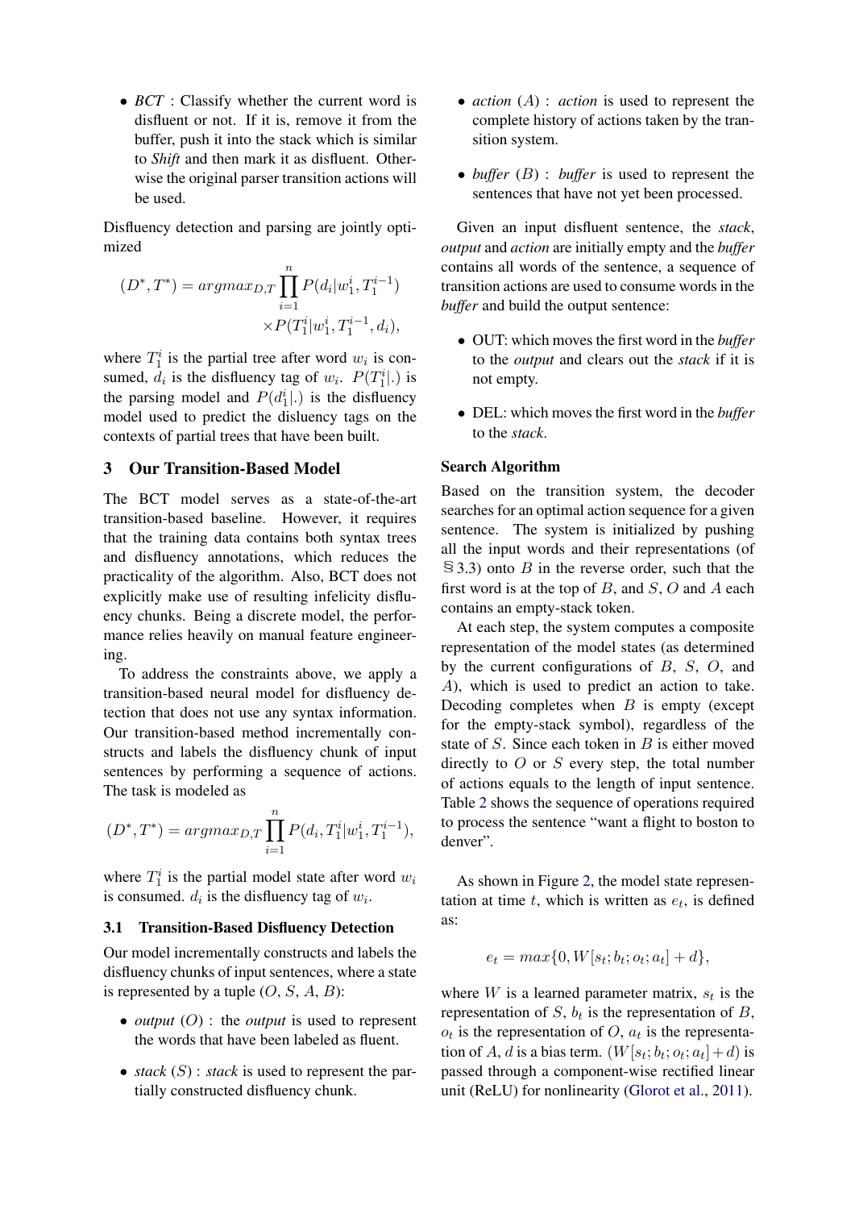- *BCT* : Classify whether the current word is disfluent or not. If it is, remove it from the buffer, push it into the stack which is similar to *Shift* and then mark it as disfluent. Otherwise the original parser transition actions will be used.

Disfluency detection and parsing are jointly optimized

$$(D^*, T^*) = argmax_{D,T} \prod_{i=1}^{n} P(d_i|w_1^i, T_1^{i-1}) \times P(T_1^i|w_1^i, T_1^{i-1}, d_i),$$

where $T_1^i$ is the partial tree after word $w_i$ is consumed, $d_i$ is the disfluency tag of $w_i$. $P(T_1^i|.)$ is the parsing model and $P(d_1^i|.)$ is the disfluency model used to predict the disluency tags on the contexts of partial trees that have been built.

## 3 Our Transition-Based Model

The BCT model serves as a state-of-the-art transition-based baseline. However, it requires that the training data contains both syntax trees and disfluency annotations, which reduces the practicality of the algorithm. Also, BCT does not explicitly make use of resulting infelicity disfluency chunks. Being a discrete model, the performance relies heavily on manual feature engineering.

To address the constraints above, we apply a transition-based neural model for disfluency detection that does not use any syntax information. Our transition-based method incrementally constructs and labels the disfluency chunk of input sentences by performing a sequence of actions. The task is modeled as

$$(D^*, T^*) = argmax_{D,T} \prod_{i=1}^{n} P(d_i, T_1^i|w_1^i, T_1^{i-1}),$$

where $T_1^i$ is the partial model state after word $w_i$ is consumed. $d_i$ is the disfluency tag of $w_i$.

### 3.1 Transition-Based Disfluency Detection

Our model incrementally constructs and labels the disfluency chunks of input sentences, where a state is represented by a tuple ($O$, $S$, $A$, $B$):

- *output* ($O$) : the *output* is used to represent the words that have been labeled as fluent.
- *stack* ($S$) : *stack* is used to represent the partially constructed disfluency chunk.
- *action* ($A$) : *action* is used to represent the complete history of actions taken by the transition system.
- *buffer* ($B$) : *buffer* is used to represent the sentences that have not yet been processed.

Given an input disfluent sentence, the *stack*, *output* and *action* are initially empty and the *buffer* contains all words of the sentence, a sequence of transition actions are used to consume words in the *buffer* and build the output sentence:

- OUT: which moves the first word in the *buffer* to the *output* and clears out the *stack* if it is not empty.
- DEL: which moves the first word in the *buffer* to the *stack*.

#### Search Algorithm

Based on the transition system, the decoder searches for an optimal action sequence for a given sentence. The system is initialized by pushing all the input words and their representations (of § 3.3) onto $B$ in the reverse order, such that the first word is at the top of $B$, and $S$, $O$ and $A$ each contains an empty-stack token.

At each step, the system computes a composite representation of the model states (as determined by the current configurations of $B$, $S$, $O$, and $A$), which is used to predict an action to take. Decoding completes when $B$ is empty (except for the empty-stack symbol), regardless of the state of $S$. Since each token in $B$ is either moved directly to $O$ or $S$ every step, the total number of actions equals to the length of input sentence. Table 2 shows the sequence of operations required to process the sentence "want a flight to boston to denver".

As shown in Figure 2, the model state representation at time $t$, which is written as $e_t$, is defined as:

$$e_t = max\{0, W[s_t; b_t; o_t; a_t] + d\},$$

where $W$ is a learned parameter matrix, $s_t$ is the representation of $S$, $b_t$ is the representation of $B$, $o_t$ is the representation of $O$, $a_t$ is the representation of $A$, $d$ is a bias term. $(W[s_t; b_t; o_t; a_t] + d)$ is passed through a component-wise rectified linear unit (ReLU) for nonlinearity (Glorot et al., 2011).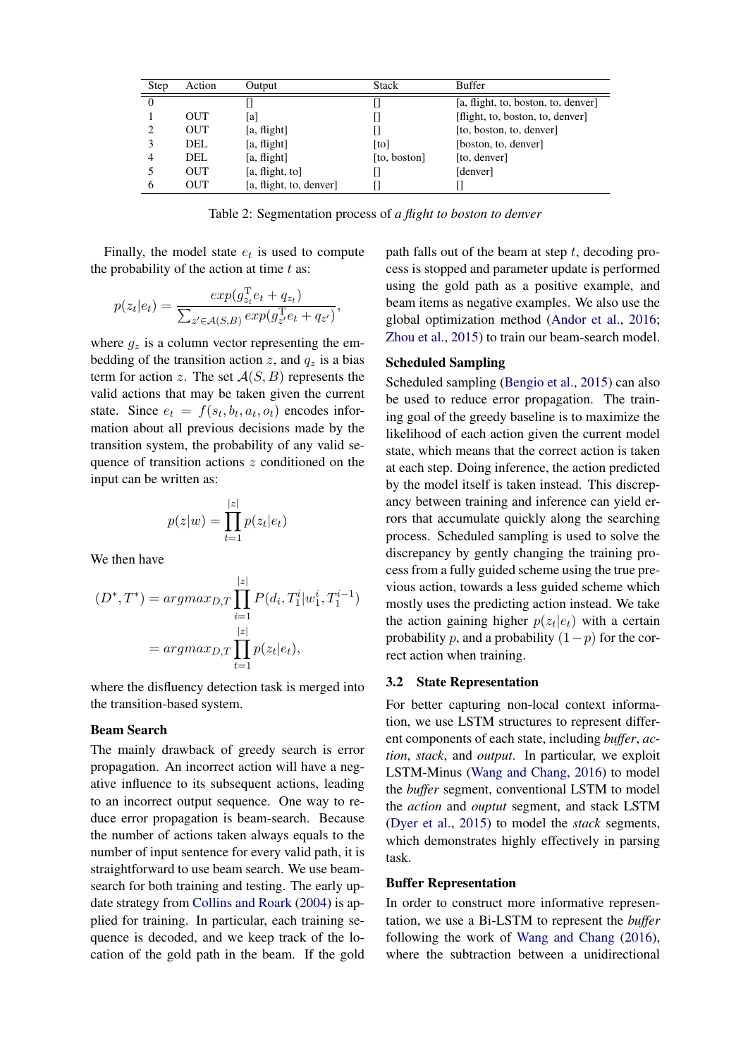| Step | Action | Output | Stack | Buffer |
|---|---|---|---|---|
| 0 | | [] | [] | [a, flight, to, boston, to, denver] |
| 1 | OUT | [a] | [] | [flight, to, boston, to, denver] |
| 2 | OUT | [a, flight] | [] | [to, boston, to, denver] |
| 3 | DEL | [a, flight] | [to] | [boston, to, denver] |
| 4 | DEL | [a, flight] | [to, boston] | [to, denver] |
| 5 | OUT | [a, flight, to] | [] | [denver] |
| 6 | OUT | [a, flight, to, denver] | [] | [] |

Table 2: Segmentation process of *a flight to boston to denver*

Finally, the model state $e_t$ is used to compute the probability of the action at time $t$ as:

$$p(z_t|e_t) = \frac{exp(g_{z_t}^{\mathrm{T}} e_t + q_{z_t})}{\sum_{z' \in \mathcal{A}(S,B)} exp(g_{z'}^{\mathrm{T}} e_t + q_{z'})},$$

where $g_z$ is a column vector representing the embedding of the transition action $z$, and $q_z$ is a bias term for action $z$. The set $\mathcal{A}(S, B)$ represents the valid actions that may be taken given the current state. Since $e_t = f(s_t, b_t, a_t, o_t)$ encodes information about all previous decisions made by the transition system, the probability of any valid sequence of transition actions $z$ conditioned on the input can be written as:

$$p(z|w) = \prod_{t=1}^{|z|} p(z_t|e_t)$$

We then have

$$\begin{aligned}(D^*, T^*) &= argmax_{D,T} \prod_{i=1}^{|z|} P(d_i, T_1^i | w_1^i, T_1^{i-1}) \\ &= argmax_{D,T} \prod_{t=1}^{|z|} p(z_t|e_t),\end{aligned}$$

where the disfluency detection task is merged into the transition-based system.

**Beam Search**

The mainly drawback of greedy search is error propagation. An incorrect action will have a negative influence to its subsequent actions, leading to an incorrect output sequence. One way to reduce error propagation is beam-search. Because the number of actions taken always equals to the number of input sentence for every valid path, it is straightforward to use beam search. We use beam-search for both training and testing. The early update strategy from Collins and Roark (2004) is applied for training. In particular, each training sequence is decoded, and we keep track of the location of the gold path in the beam. If the gold path falls out of the beam at step $t$, decoding process is stopped and parameter update is performed using the gold path as a positive example, and beam items as negative examples. We also use the global optimization method (Andor et al., 2016; Zhou et al., 2015) to train our beam-search model.

**Scheduled Sampling**

Scheduled sampling (Bengio et al., 2015) can also be used to reduce error propagation. The training goal of the greedy baseline is to maximize the likelihood of each action given the current model state, which means that the correct action is taken at each step. Doing inference, the action predicted by the model itself is taken instead. This discrepancy between training and inference can yield errors that accumulate quickly along the searching process. Scheduled sampling is used to solve the discrepancy by gently changing the training process from a fully guided scheme using the true previous action, towards a less guided scheme which mostly uses the predicting action instead. We take the action gaining higher $p(z_t|e_t)$ with a certain probability $p$, and a probability $(1-p)$ for the correct action when training.

## 3.2 State Representation

For better capturing non-local context information, we use LSTM structures to represent different components of each state, including *buffer*, *action*, *stack*, and *output*. In particular, we exploit LSTM-Minus (Wang and Chang, 2016) to model the *buffer* segment, conventional LSTM to model the *action* and *ouptut* segment, and stack LSTM (Dyer et al., 2015) to model the *stack* segments, which demonstrates highly effectively in parsing task.

**Buffer Representation**

In order to construct more informative representation, we use a Bi-LSTM to represent the *buffer* following the work of Wang and Chang (2016), where the subtraction between a unidirectional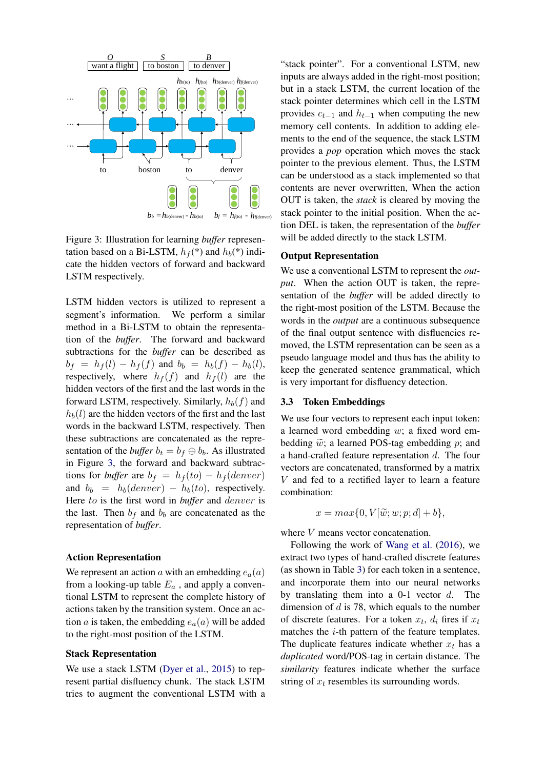Figure 3: Illustration for learning *buffer* representation based on a Bi-LSTM, $h_f(*)$ and $h_b(*)$ indicate the hidden vectors of forward and backward LSTM respectively.

LSTM hidden vectors is utilized to represent a segment's information. We perform a similar method in a Bi-LSTM to obtain the representation of the *buffer*. The forward and backward subtractions for the *buffer* can be described as $b_f = h_f(l) - h_f(f)$ and $b_b = h_b(f) - h_b(l)$, respectively, where $h_f(f)$ and $h_f(l)$ are the hidden vectors of the first and the last words in the forward LSTM, respectively. Similarly, $h_b(f)$ and $h_b(l)$ are the hidden vectors of the first and the last words in the backward LSTM, respectively. Then these subtractions are concatenated as the representation of the *buffer* $b_t = b_f \oplus b_b$. As illustrated in Figure 3, the forward and backward subtractions for *buffer* are $b_f = h_f(to) - h_f(denver)$ and $b_b = h_b(denver) - h_b(to)$, respectively. Here $to$ is the first word in *buffer* and $denver$ is the last. Then $b_f$ and $b_b$ are concatenated as the representation of *buffer*.

**Action Representation**

We represent an action $a$ with an embedding $e_a(a)$ from a looking-up table $E_a$ , and apply a conventional LSTM to represent the complete history of actions taken by the transition system. Once an action $a$ is taken, the embedding $e_a(a)$ will be added to the right-most position of the LSTM.

**Stack Representation**

We use a stack LSTM (Dyer et al., 2015) to represent partial disfluency chunk. The stack LSTM tries to augment the conventional LSTM with a "stack pointer". For a conventional LSTM, new inputs are always added in the right-most position; but in a stack LSTM, the current location of the stack pointer determines which cell in the LSTM provides $c_{t-1}$ and $h_{t-1}$ when computing the new memory cell contents. In addition to adding elements to the end of the sequence, the stack LSTM provides a *pop* operation which moves the stack pointer to the previous element. Thus, the LSTM can be understood as a stack implemented so that contents are never overwritten, When the action OUT is taken, the *stack* is cleared by moving the stack pointer to the initial position. When the action DEL is taken, the representation of the *buffer* will be added directly to the stack LSTM.

**Output Representation**

We use a conventional LSTM to represent the *output*. When the action OUT is taken, the representation of the *buffer* will be added directly to the right-most position of the LSTM. Because the words in the *output* are a continuous subsequence of the final output sentence with disfluencies removed, the LSTM representation can be seen as a pseudo language model and thus has the ability to keep the generated sentence grammatical, which is very important for disfluency detection.

### 3.3 Token Embeddings

We use four vectors to represent each input token: a learned word embedding $w$; a fixed word embedding $\widetilde{w}$; a learned POS-tag embedding $p$; and a hand-crafted feature representation $d$. The four vectors are concatenated, transformed by a matrix $V$ and fed to a rectified layer to learn a feature combination:

$$x = max\{0, V[\widetilde{w}; w; p; d] + b\},$$

where $V$ means vector concatenation.

Following the work of Wang et al. (2016), we extract two types of hand-crafted discrete features (as shown in Table 3) for each token in a sentence, and incorporate them into our neural networks by translating them into a 0-1 vector $d$. The dimension of $d$ is 78, which equals to the number of discrete features. For a token $x_t$, $d_i$ fires if $x_t$ matches the $i$-th pattern of the feature templates. The duplicate features indicate whether $x_t$ has a *duplicated* word/POS-tag in certain distance. The *similarity* features indicate whether the surface string of $x_t$ resembles its surrounding words.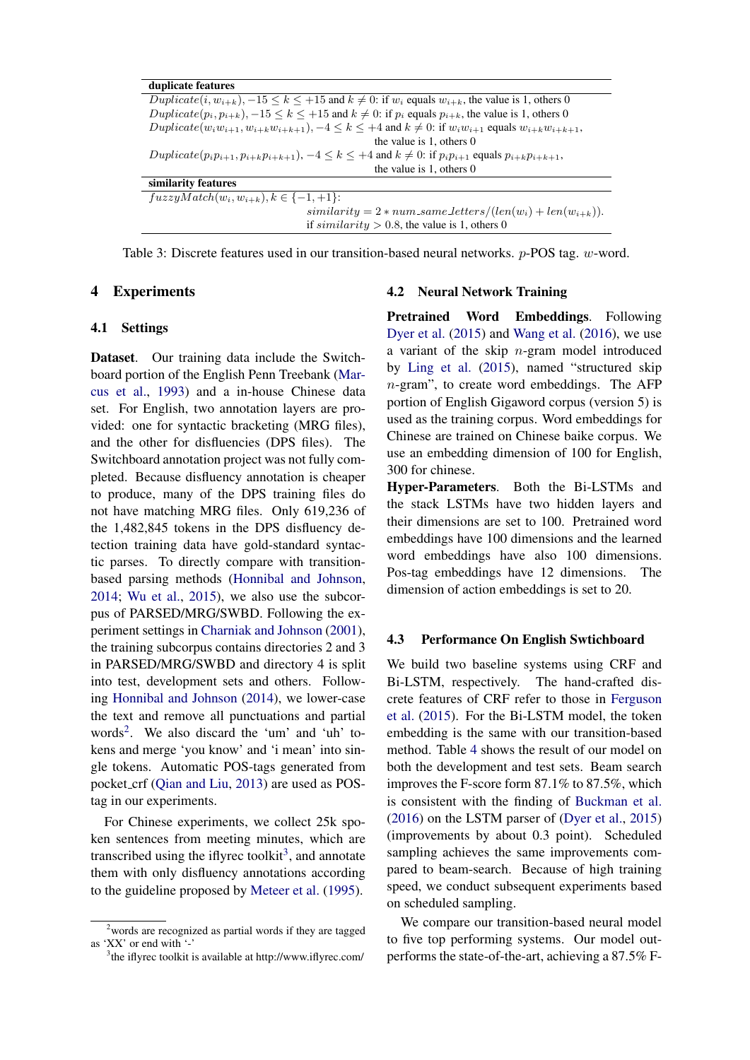| **duplicate features** |
|---|
| $Duplicate(i, w_{i+k}), -15 \le k \le +15$ and $k \neq 0$: if $w_i$ equals $w_{i+k}$, the value is 1, others 0 |
| $Duplicate(p_i, p_{i+k}), -15 \le k \le +15$ and $k \neq 0$: if $p_i$ equals $p_{i+k}$, the value is 1, others 0 |
| $Duplicate(w_i w_{i+1}, w_{i+k} w_{i+k+1}), -4 \le k \le +4$ and $k \neq 0$: if $w_i w_{i+1}$ equals $w_{i+k} w_{i+k+1}$, the value is 1, others 0 |
| $Duplicate(p_i p_{i+1}, p_{i+k} p_{i+k+1}), -4 \le k \le +4$ and $k \neq 0$: if $p_i p_{i+1}$ equals $p_{i+k} p_{i+k+1}$, the value is 1, others 0 |
| **similarity features** |
| $fuzzyMatch(w_i, w_{i+k}), k \in \{-1, +1\}$: $similarity = 2 * num\_same\_letters/(len(w_i) + len(w_{i+k}))$. if $similarity > 0.8$, the value is 1, others 0 |

Table 3: Discrete features used in our transition-based neural networks. $p$-POS tag. $w$-word.

## 4 Experiments

### 4.1 Settings

**Dataset**. Our training data include the Switchboard portion of the English Penn Treebank (Marcus et al., 1993) and a in-house Chinese data set. For English, two annotation layers are provided: one for syntactic bracketing (MRG files), and the other for disfluencies (DPS files). The Switchboard annotation project was not fully completed. Because disfluency annotation is cheaper to produce, many of the DPS training files do not have matching MRG files. Only 619,236 of the 1,482,845 tokens in the DPS disfluency detection training data have gold-standard syntactic parses. To directly compare with transition-based parsing methods (Honnibal and Johnson, 2014; Wu et al., 2015), we also use the subcorpus of PARSED/MRG/SWBD. Following the experiment settings in Charniak and Johnson (2001), the training subcorpus contains directories 2 and 3 in PARSED/MRG/SWBD and directory 4 is split into test, development sets and others. Following Honnibal and Johnson (2014), we lower-case the text and remove all punctuations and partial words[2]. We also discard the 'um' and 'uh' tokens and merge 'you know' and 'i mean' into single tokens. Automatic POS-tags generated from pocket_crf (Qian and Liu, 2013) are used as POS-tag in our experiments.

For Chinese experiments, we collect 25k spoken sentences from meeting minutes, which are transcribed using the iflyrec toolkit[3], and annotate them with only disfluency annotations according to the guideline proposed by Meteer et al. (1995).

[2] words are recognized as partial words if they are tagged as 'XX' or end with '-'

[3] the iflyrec toolkit is available at http://www.iflyrec.com/

### 4.2 Neural Network Training

**Pretrained Word Embeddings**. Following Dyer et al. (2015) and Wang et al. (2016), we use a variant of the skip $n$-gram model introduced by Ling et al. (2015), named "structured skip $n$-gram", to create word embeddings. The AFP portion of English Gigaword corpus (version 5) is used as the training corpus. Word embeddings for Chinese are trained on Chinese baike corpus. We use an embedding dimension of 100 for English, 300 for chinese.

**Hyper-Parameters**. Both the Bi-LSTMs and the stack LSTMs have two hidden layers and their dimensions are set to 100. Pretrained word embeddings have 100 dimensions and the learned word embeddings have also 100 dimensions. Pos-tag embeddings have 12 dimensions. The dimension of action embeddings is set to 20.

### 4.3 Performance On English Swtichboard

We build two baseline systems using CRF and Bi-LSTM, respectively. The hand-crafted discrete features of CRF refer to those in Ferguson et al. (2015). For the Bi-LSTM model, the token embedding is the same with our transition-based method. Table 4 shows the result of our model on both the development and test sets. Beam search improves the F-score form 87.1% to 87.5%, which is consistent with the finding of Buckman et al. (2016) on the LSTM parser of (Dyer et al., 2015) (improvements by about 0.3 point). Scheduled sampling achieves the same improvements compared to beam-search. Because of high training speed, we conduct subsequent experiments based on scheduled sampling.

We compare our transition-based neural model to five top performing systems. Our model outperforms the state-of-the-art, achieving a 87.5% F-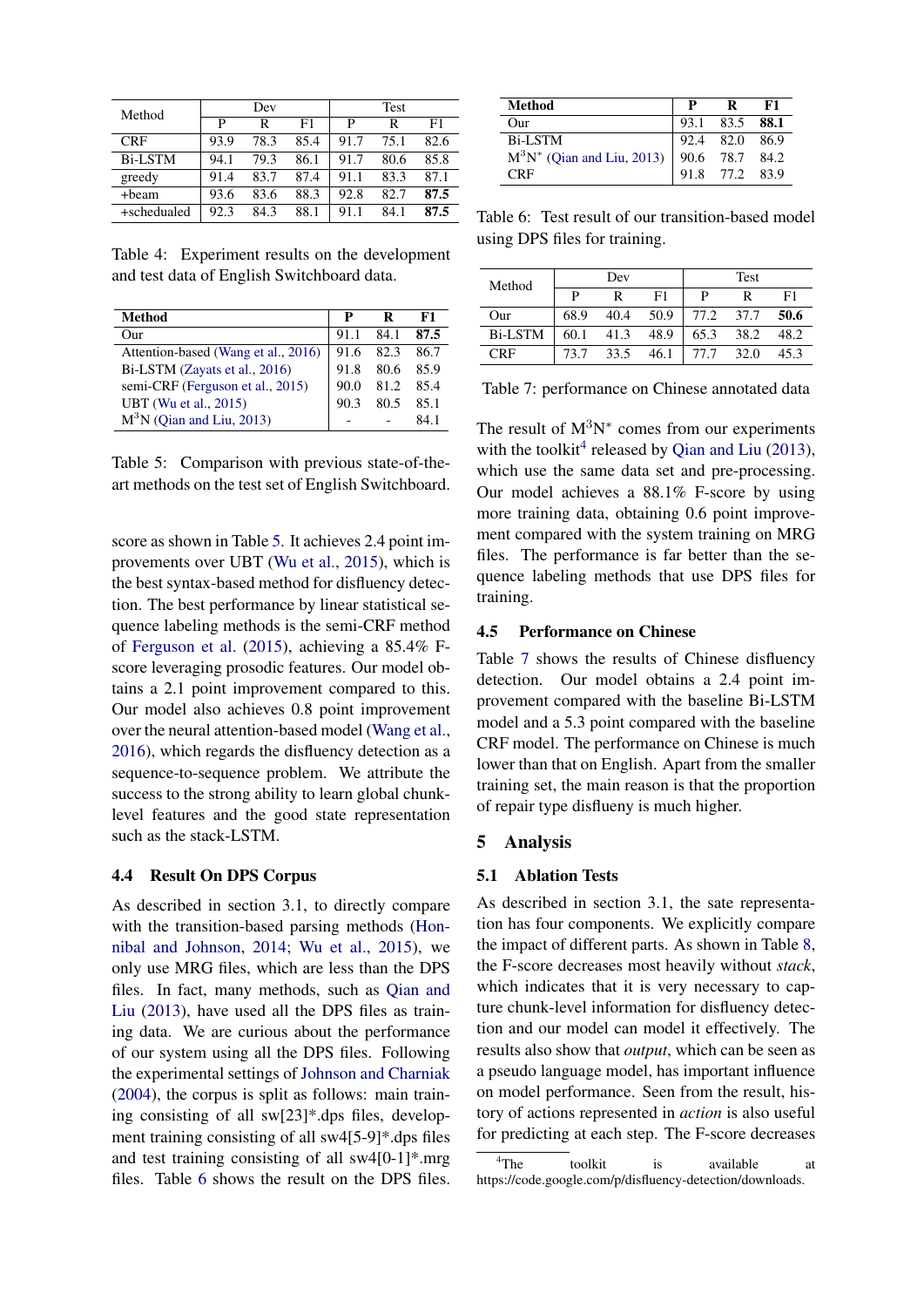| Method | Dev | | | Test | | |
|---|---|---|---|---|---|---|
| | P | R | F1 | P | R | F1 |
| CRF | 93.9 | 78.3 | 85.4 | 91.7 | 75.1 | 82.6 |
| Bi-LSTM | 94.1 | 79.3 | 86.1 | 91.7 | 80.6 | 85.8 |
| greedy | 91.4 | 83.7 | 87.4 | 91.1 | 83.3 | 87.1 |
| +beam | 93.6 | 83.6 | 88.3 | 92.8 | 82.7 | **87.5** |
| +scheduled | 92.3 | 84.3 | 88.1 | 91.1 | 84.1 | **87.5** |

Table 4: Experiment results on the development and test data of English Switchboard data.

| **Method** | **P** | **R** | **F1** |
|---|---|---|---|
| Our | 91.1 | 84.1 | **87.5** |
| Attention-based (Wang et al., 2016) | 91.6 | 82.3 | 86.7 |
| Bi-LSTM (Zayats et al., 2016) | 91.8 | 80.6 | 85.9 |
| semi-CRF (Ferguson et al., 2015) | 90.0 | 81.2 | 85.4 |
| UBT (Wu et al., 2015) | 90.3 | 80.5 | 85.1 |
| $M^3N$ (Qian and Liu, 2013) | - | - | 84.1 |

Table 5: Comparison with previous state-of-the-art methods on the test set of English Switchboard.

score as shown in Table 5. It achieves 2.4 point improvements over UBT (Wu et al., 2015), which is the best syntax-based method for disfluency detection. The best performance by linear statistical sequence labeling methods is the semi-CRF method of Ferguson et al. (2015), achieving a 85.4% F-score leveraging prosodic features. Our model obtains a 2.1 point improvement compared to this. Our model also achieves 0.8 point improvement over the neural attention-based model (Wang et al., 2016), which regards the disfluency detection as a sequence-to-sequence problem. We attribute the success to the strong ability to learn global chunk-level features and the good state representation such as the stack-LSTM.

### 4.4 Result On DPS Corpus

As described in section 3.1, to directly compare with the transition-based parsing methods (Honnibal and Johnson, 2014; Wu et al., 2015), we only use MRG files, which are less than the DPS files. In fact, many methods, such as Qian and Liu (2013), have used all the DPS files as training data. We are curious about the performance of our system using all the DPS files. Following the experimental settings of Johnson and Charniak (2004), the corpus is split as follows: main training consisting of all sw[23]*.dps files, development training consisting of all sw4[5-9]*.dps files and test training consisting of all sw4[0-1]*.mrg files. Table 6 shows the result on the DPS files.

| **Method** | **P** | **R** | **F1** |
|---|---|---|---|
| Our | 93.1 | 83.5 | **88.1** |
| Bi-LSTM | 92.4 | 82.0 | 86.9 |
| $M^3N^*$ (Qian and Liu, 2013) | 90.6 | 78.7 | 84.2 |
| CRF | 91.8 | 77.2 | 83.9 |

Table 6: Test result of our transition-based model using DPS files for training.

| Method | Dev | | | Test | | |
|---|---|---|---|---|---|---|
| | P | R | F1 | P | R | F1 |
| Our | 68.9 | 40.4 | 50.9 | 77.2 | 37.7 | **50.6** |
| Bi-LSTM | 60.1 | 41.3 | 48.9 | 65.3 | 38.2 | 48.2 |
| CRF | 73.7 | 33.5 | 46.1 | 77.7 | 32.0 | 45.3 |

Table 7: performance on Chinese annotated data

The result of $M^3N^*$ comes from our experiments with the toolkit[4] released by Qian and Liu (2013), which use the same data set and pre-processing. Our model achieves a 88.1% F-score by using more training data, obtaining 0.6 point improvement compared with the system training on MRG files. The performance is far better than the sequence labeling methods that use DPS files for training.

### 4.5 Performance on Chinese

Table 7 shows the results of Chinese disfluency detection. Our model obtains a 2.4 point improvement compared with the baseline Bi-LSTM model and a 5.3 point compared with the baseline CRF model. The performance on Chinese is much lower than that on English. Apart from the smaller training set, the main reason is that the proportion of repair type disflueny is much higher.

## 5 Analysis

### 5.1 Ablation Tests

As described in section 3.1, the sate representation has four components. We explicitly compare the impact of different parts. As shown in Table 8, the F-score decreases most heavily without *stack*, which indicates that it is very necessary to capture chunk-level information for disfluency detection and our model can model it effectively. The results also show that *output*, which can be seen as a pseudo language model, has important influence on model performance. Seen from the result, history of actions represented in *action* is also useful for predicting at each step. The F-score decreases

[4] The toolkit is available at https://code.google.com/p/disfluency-detection/downloads.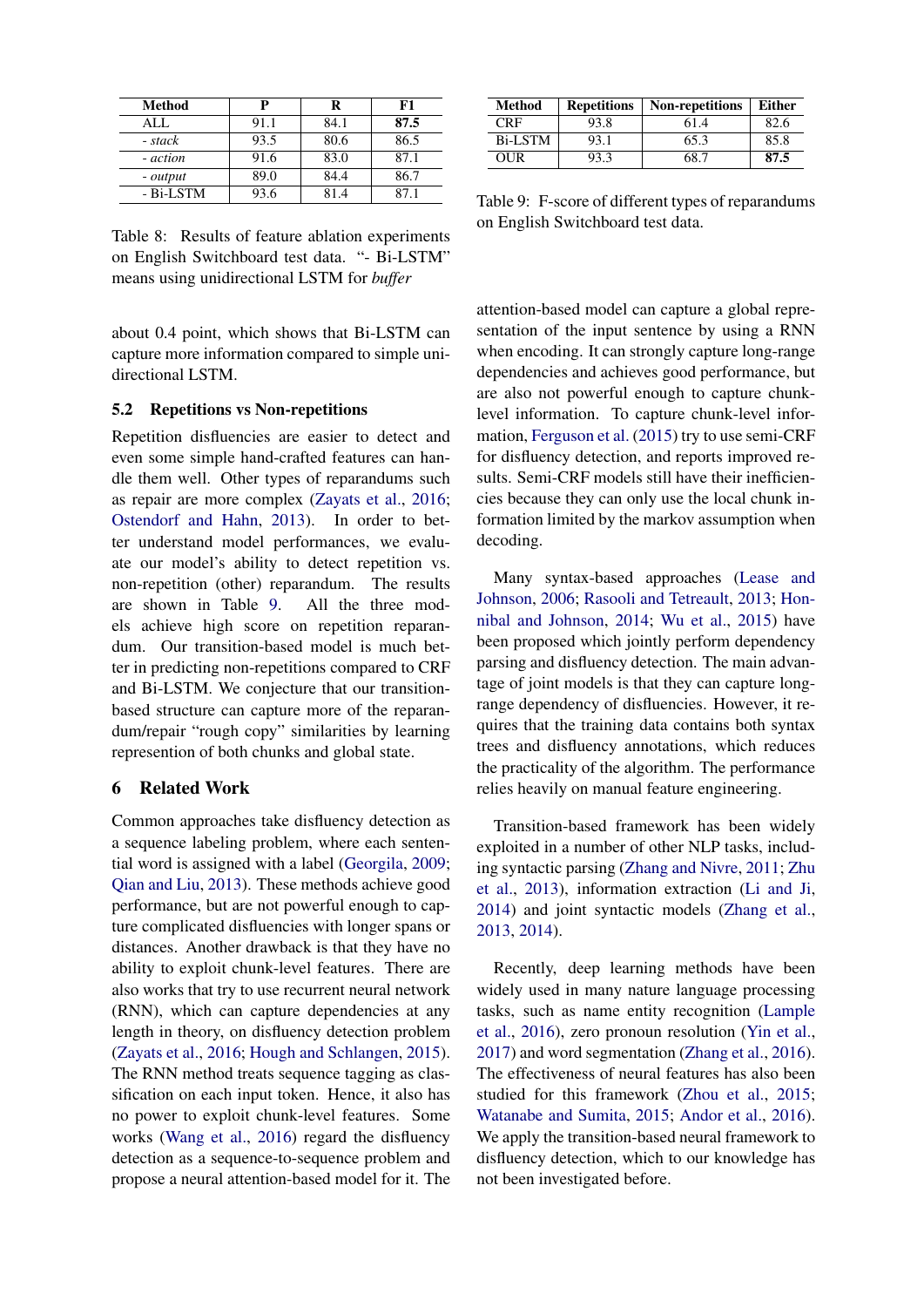| Method | P | R | F1 |
|---|---|---|---|
| ALL | 91.1 | 84.1 | **87.5** |
| *- stack* | 93.5 | 80.6 | 86.5 |
| *- action* | 91.6 | 83.0 | 87.1 |
| *- output* | 89.0 | 84.4 | 86.7 |
| - Bi-LSTM | 93.6 | 81.4 | 87.1 |

Table 8: Results of feature ablation experiments on English Switchboard test data. "- Bi-LSTM" means using unidirectional LSTM for *buffer*

about 0.4 point, which shows that Bi-LSTM can capture more information compared to simple unidirectional LSTM.

## 5.2 Repetitions vs Non-repetitions

Repetition disfluencies are easier to detect and even some simple hand-crafted features can handle them well. Other types of reparandums such as repair are more complex (Zayats et al., 2016; Ostendorf and Hahn, 2013). In order to better understand model performances, we evaluate our model's ability to detect repetition vs. non-repetition (other) reparandum. The results are shown in Table 9. All the three models achieve high score on repetition reparandum. Our transition-based model is much better in predicting non-repetitions compared to CRF and Bi-LSTM. We conjecture that our transition-based structure can capture more of the reparandum/repair "rough copy" similarities by learning represention of both chunks and global state.

| Method | Repetitions | Non-repetitions | Either |
|---|---|---|---|
| CRF | 93.8 | 61.4 | 82.6 |
| Bi-LSTM | 93.1 | 65.3 | 85.8 |
| OUR | 93.3 | 68.7 | **87.5** |

Table 9: F-score of different types of reparandums on English Switchboard test data.

# 6 Related Work

Common approaches take disfluency detection as a sequence labeling problem, where each sentential word is assigned with a label (Georgila, 2009; Qian and Liu, 2013). These methods achieve good performance, but are not powerful enough to capture complicated disfluencies with longer spans or distances. Another drawback is that they have no ability to exploit chunk-level features. There are also works that try to use recurrent neural network (RNN), which can capture dependencies at any length in theory, on disfluency detection problem (Zayats et al., 2016; Hough and Schlangen, 2015). The RNN method treats sequence tagging as classification on each input token. Hence, it also has no power to exploit chunk-level features. Some works (Wang et al., 2016) regard the disfluency detection as a sequence-to-sequence problem and propose a neural attention-based model for it. The attention-based model can capture a global representation of the input sentence by using a RNN when encoding. It can strongly capture long-range dependencies and achieves good performance, but are also not powerful enough to capture chunk-level information. To capture chunk-level information, Ferguson et al. (2015) try to use semi-CRF for disfluency detection, and reports improved results. Semi-CRF models still have their inefficiencies because they can only use the local chunk information limited by the markov assumption when decoding.

Many syntax-based approaches (Lease and Johnson, 2006; Rasooli and Tetreault, 2013; Honnibal and Johnson, 2014; Wu et al., 2015) have been proposed which jointly perform dependency parsing and disfluency detection. The main advantage of joint models is that they can capture long-range dependency of disfluencies. However, it requires that the training data contains both syntax trees and disfluency annotations, which reduces the practicality of the algorithm. The performance relies heavily on manual feature engineering.

Transition-based framework has been widely exploited in a number of other NLP tasks, including syntactic parsing (Zhang and Nivre, 2011; Zhu et al., 2013), information extraction (Li and Ji, 2014) and joint syntactic models (Zhang et al., 2013, 2014).

Recently, deep learning methods have been widely used in many nature language processing tasks, such as name entity recognition (Lample et al., 2016), zero pronoun resolution (Yin et al., 2017) and word segmentation (Zhang et al., 2016). The effectiveness of neural features has also been studied for this framework (Zhou et al., 2015; Watanabe and Sumita, 2015; Andor et al., 2016). We apply the transition-based neural framework to disfluency detection, which to our knowledge has not been investigated before.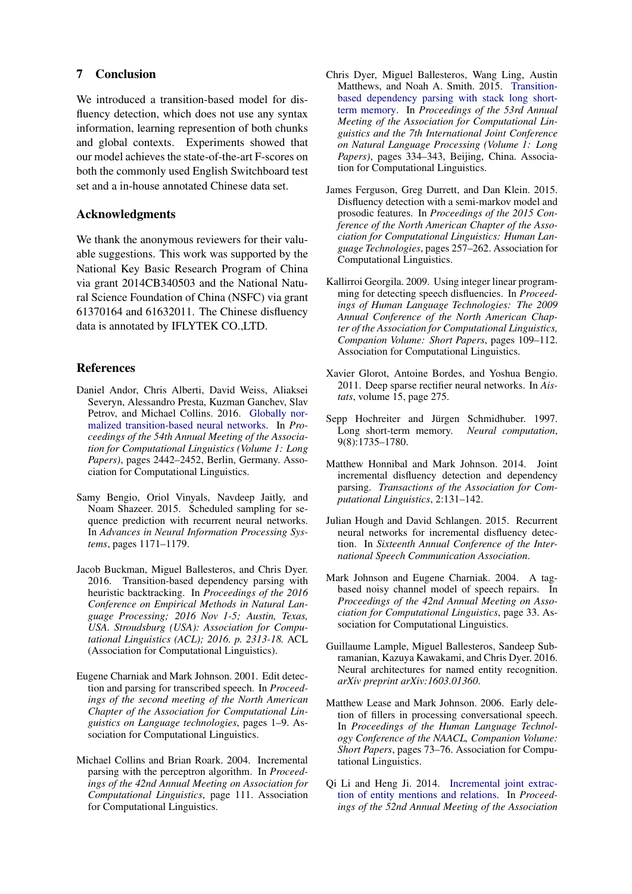## 7 Conclusion

We introduced a transition-based model for disfluency detection, which does not use any syntax information, learning represention of both chunks and global contexts. Experiments showed that our model achieves the state-of-the-art F-scores on both the commonly used English Switchboard test set and a in-house annotated Chinese data set.

## Acknowledgments

We thank the anonymous reviewers for their valuable suggestions. This work was supported by the National Key Basic Research Program of China via grant 2014CB340503 and the National Natural Science Foundation of China (NSFC) via grant 61370164 and 61632011. The Chinese disfluency data is annotated by IFLYTEK CO.,LTD.

## References

Daniel Andor, Chris Alberti, David Weiss, Aliaksei Severyn, Alessandro Presta, Kuzman Ganchev, Slav Petrov, and Michael Collins. 2016. Globally normalized transition-based neural networks. In *Proceedings of the 54th Annual Meeting of the Association for Computational Linguistics (Volume 1: Long Papers)*, pages 2442–2452, Berlin, Germany. Association for Computational Linguistics.

Samy Bengio, Oriol Vinyals, Navdeep Jaitly, and Noam Shazeer. 2015. Scheduled sampling for sequence prediction with recurrent neural networks. In *Advances in Neural Information Processing Systems*, pages 1171–1179.

Jacob Buckman, Miguel Ballesteros, and Chris Dyer. 2016. Transition-based dependency parsing with heuristic backtracking. In *Proceedings of the 2016 Conference on Empirical Methods in Natural Language Processing; 2016 Nov 1-5; Austin, Texas, USA. Stroudsburg (USA): Association for Computational Linguistics (ACL); 2016. p. 2313-18.* ACL (Association for Computational Linguistics).

Eugene Charniak and Mark Johnson. 2001. Edit detection and parsing for transcribed speech. In *Proceedings of the second meeting of the North American Chapter of the Association for Computational Linguistics on Language technologies*, pages 1–9. Association for Computational Linguistics.

Michael Collins and Brian Roark. 2004. Incremental parsing with the perceptron algorithm. In *Proceedings of the 42nd Annual Meeting on Association for Computational Linguistics*, page 111. Association for Computational Linguistics.

Chris Dyer, Miguel Ballesteros, Wang Ling, Austin Matthews, and Noah A. Smith. 2015. Transition-based dependency parsing with stack long short-term memory. In *Proceedings of the 53rd Annual Meeting of the Association for Computational Linguistics and the 7th International Joint Conference on Natural Language Processing (Volume 1: Long Papers)*, pages 334–343, Beijing, China. Association for Computational Linguistics.

James Ferguson, Greg Durrett, and Dan Klein. 2015. Disfluency detection with a semi-markov model and prosodic features. In *Proceedings of the 2015 Conference of the North American Chapter of the Association for Computational Linguistics: Human Language Technologies*, pages 257–262. Association for Computational Linguistics.

Kallirroi Georgila. 2009. Using integer linear programming for detecting speech disfluencies. In *Proceedings of Human Language Technologies: The 2009 Annual Conference of the North American Chapter of the Association for Computational Linguistics, Companion Volume: Short Papers*, pages 109–112. Association for Computational Linguistics.

Xavier Glorot, Antoine Bordes, and Yoshua Bengio. 2011. Deep sparse rectifier neural networks. In *Aistats*, volume 15, page 275.

Sepp Hochreiter and Jürgen Schmidhuber. 1997. Long short-term memory. *Neural computation*, 9(8):1735–1780.

Matthew Honnibal and Mark Johnson. 2014. Joint incremental disfluency detection and dependency parsing. *Transactions of the Association for Computational Linguistics*, 2:131–142.

Julian Hough and David Schlangen. 2015. Recurrent neural networks for incremental disfluency detection. In *Sixteenth Annual Conference of the International Speech Communication Association*.

Mark Johnson and Eugene Charniak. 2004. A tag-based noisy channel model of speech repairs. In *Proceedings of the 42nd Annual Meeting on Association for Computational Linguistics*, page 33. Association for Computational Linguistics.

Guillaume Lample, Miguel Ballesteros, Sandeep Subramanian, Kazuya Kawakami, and Chris Dyer. 2016. Neural architectures for named entity recognition. *arXiv preprint arXiv:1603.01360*.

Matthew Lease and Mark Johnson. 2006. Early deletion of fillers in processing conversational speech. In *Proceedings of the Human Language Technology Conference of the NAACL, Companion Volume: Short Papers*, pages 73–76. Association for Computational Linguistics.

Qi Li and Heng Ji. 2014. Incremental joint extraction of entity mentions and relations. In *Proceedings of the 52nd Annual Meeting of the Association*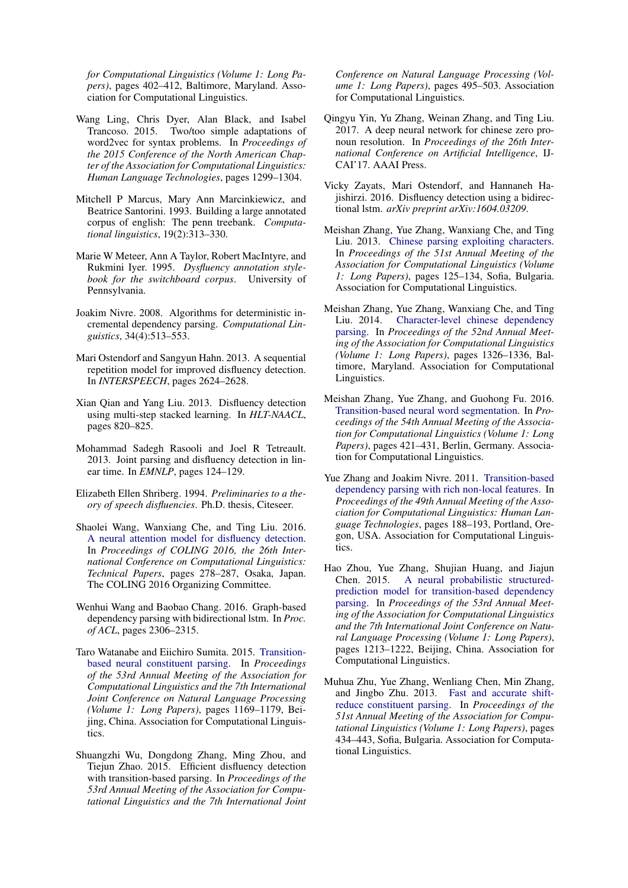*for Computational Linguistics (Volume 1: Long Papers)*, pages 402–412, Baltimore, Maryland. Association for Computational Linguistics.

Wang Ling, Chris Dyer, Alan Black, and Isabel Trancoso. 2015. Two/too simple adaptations of word2vec for syntax problems. In *Proceedings of the 2015 Conference of the North American Chapter of the Association for Computational Linguistics: Human Language Technologies*, pages 1299–1304.

Mitchell P Marcus, Mary Ann Marcinkiewicz, and Beatrice Santorini. 1993. Building a large annotated corpus of english: The penn treebank. *Computational linguistics*, 19(2):313–330.

Marie W Meteer, Ann A Taylor, Robert MacIntyre, and Rukmini Iyer. 1995. *Dysfluency annotation stylebook for the switchboard corpus*. University of Pennsylvania.

Joakim Nivre. 2008. Algorithms for deterministic incremental dependency parsing. *Computational Linguistics*, 34(4):513–553.

Mari Ostendorf and Sangyun Hahn. 2013. A sequential repetition model for improved disfluency detection. In *INTERSPEECH*, pages 2624–2628.

Xian Qian and Yang Liu. 2013. Disfluency detection using multi-step stacked learning. In *HLT-NAACL*, pages 820–825.

Mohammad Sadegh Rasooli and Joel R Tetreault. 2013. Joint parsing and disfluency detection in linear time. In *EMNLP*, pages 124–129.

Elizabeth Ellen Shriberg. 1994. *Preliminaries to a theory of speech disfluencies*. Ph.D. thesis, Citeseer.

Shaolei Wang, Wanxiang Che, and Ting Liu. 2016. A neural attention model for disfluency detection. In *Proceedings of COLING 2016, the 26th International Conference on Computational Linguistics: Technical Papers*, pages 278–287, Osaka, Japan. The COLING 2016 Organizing Committee.

Wenhui Wang and Baobao Chang. 2016. Graph-based dependency parsing with bidirectional lstm. In *Proc. of ACL*, pages 2306–2315.

Taro Watanabe and Eiichiro Sumita. 2015. Transition-based neural constituent parsing. In *Proceedings of the 53rd Annual Meeting of the Association for Computational Linguistics and the 7th International Joint Conference on Natural Language Processing (Volume 1: Long Papers)*, pages 1169–1179, Beijing, China. Association for Computational Linguistics.

Shuangzhi Wu, Dongdong Zhang, Ming Zhou, and Tiejun Zhao. 2015. Efficient disfluency detection with transition-based parsing. In *Proceedings of the 53rd Annual Meeting of the Association for Computational Linguistics and the 7th International Joint Conference on Natural Language Processing (Volume 1: Long Papers)*, pages 495–503. Association for Computational Linguistics.

Qingyu Yin, Yu Zhang, Weinan Zhang, and Ting Liu. 2017. A deep neural network for chinese zero pronoun resolution. In *Proceedings of the 26th International Conference on Artificial Intelligence*, IJCAI'17. AAAI Press.

Vicky Zayats, Mari Ostendorf, and Hannaneh Hajishirzi. 2016. Disfluency detection using a bidirectional lstm. *arXiv preprint arXiv:1604.03209*.

Meishan Zhang, Yue Zhang, Wanxiang Che, and Ting Liu. 2013. Chinese parsing exploiting characters. In *Proceedings of the 51st Annual Meeting of the Association for Computational Linguistics (Volume 1: Long Papers)*, pages 125–134, Sofia, Bulgaria. Association for Computational Linguistics.

Meishan Zhang, Yue Zhang, Wanxiang Che, and Ting Liu. 2014. Character-level chinese dependency parsing. In *Proceedings of the 52nd Annual Meeting of the Association for Computational Linguistics (Volume 1: Long Papers)*, pages 1326–1336, Baltimore, Maryland. Association for Computational Linguistics.

Meishan Zhang, Yue Zhang, and Guohong Fu. 2016. Transition-based neural word segmentation. In *Proceedings of the 54th Annual Meeting of the Association for Computational Linguistics (Volume 1: Long Papers)*, pages 421–431, Berlin, Germany. Association for Computational Linguistics.

Yue Zhang and Joakim Nivre. 2011. Transition-based dependency parsing with rich non-local features. In *Proceedings of the 49th Annual Meeting of the Association for Computational Linguistics: Human Language Technologies*, pages 188–193, Portland, Oregon, USA. Association for Computational Linguistics.

Hao Zhou, Yue Zhang, Shujian Huang, and Jiajun Chen. 2015. A neural probabilistic structured-prediction model for transition-based dependency parsing. In *Proceedings of the 53rd Annual Meeting of the Association for Computational Linguistics and the 7th International Joint Conference on Natural Language Processing (Volume 1: Long Papers)*, pages 1213–1222, Beijing, China. Association for Computational Linguistics.

Muhua Zhu, Yue Zhang, Wenliang Chen, Min Zhang, and Jingbo Zhu. 2013. Fast and accurate shift-reduce constituent parsing. In *Proceedings of the 51st Annual Meeting of the Association for Computational Linguistics (Volume 1: Long Papers)*, pages 434–443, Sofia, Bulgaria. Association for Computational Linguistics.